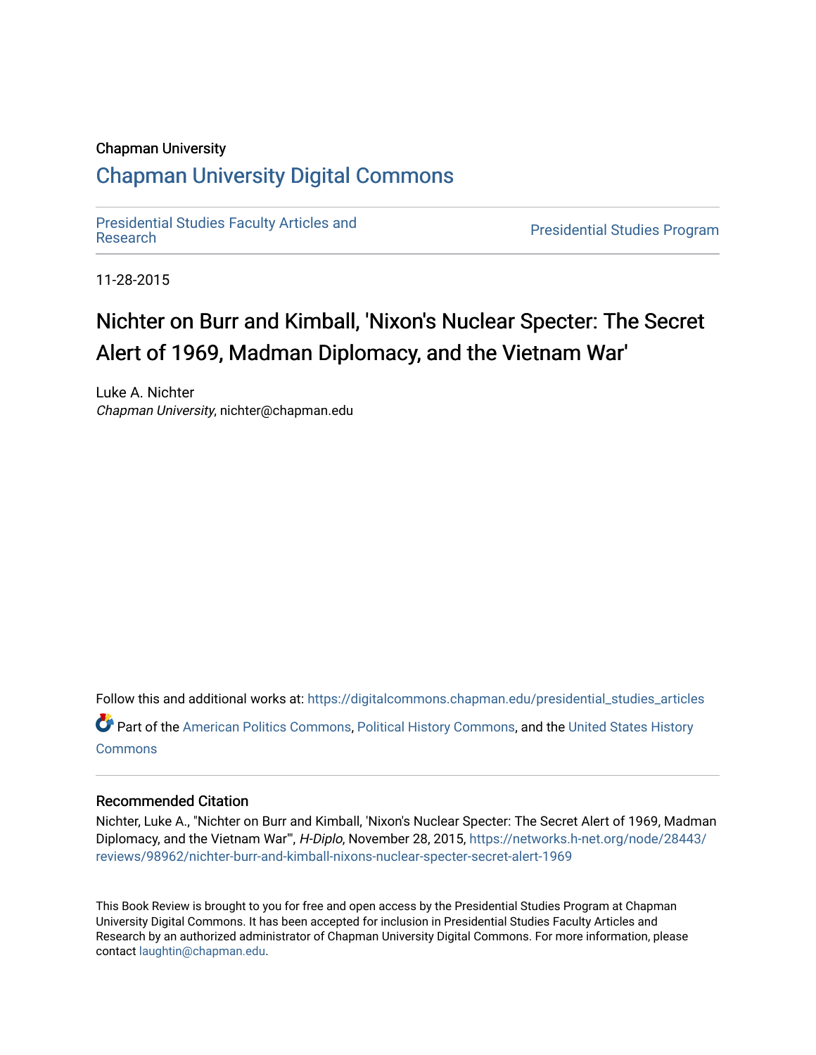Chapman University

# Chapman University Digital Commons

Presidential Studies Faculty Articles and Research

Presidential Studies Program

11-28-2015

# Nichter on Burr and Kimball, 'Nixon's Nuclear Specter: The Secret Alert of 1969, Madman Diplomacy, and the Vietnam War'

Luke A. Nichter
*Chapman University*, nichter@chapman.edu

Follow this and additional works at: https://digitalcommons.chapman.edu/presidential_studies_articles

Part of the American Politics Commons, Political History Commons, and the United States History Commons

## Recommended Citation

Nichter, Luke A., "Nichter on Burr and Kimball, 'Nixon's Nuclear Specter: The Secret Alert of 1969, Madman Diplomacy, and the Vietnam War'", *H-Diplo*, November 28, 2015, https://networks.h-net.org/node/28443/reviews/98962/nichter-burr-and-kimball-nixons-nuclear-specter-secret-alert-1969

This Book Review is brought to you for free and open access by the Presidential Studies Program at Chapman University Digital Commons. It has been accepted for inclusion in Presidential Studies Faculty Articles and Research by an authorized administrator of Chapman University Digital Commons. For more information, please contact laughtin@chapman.edu.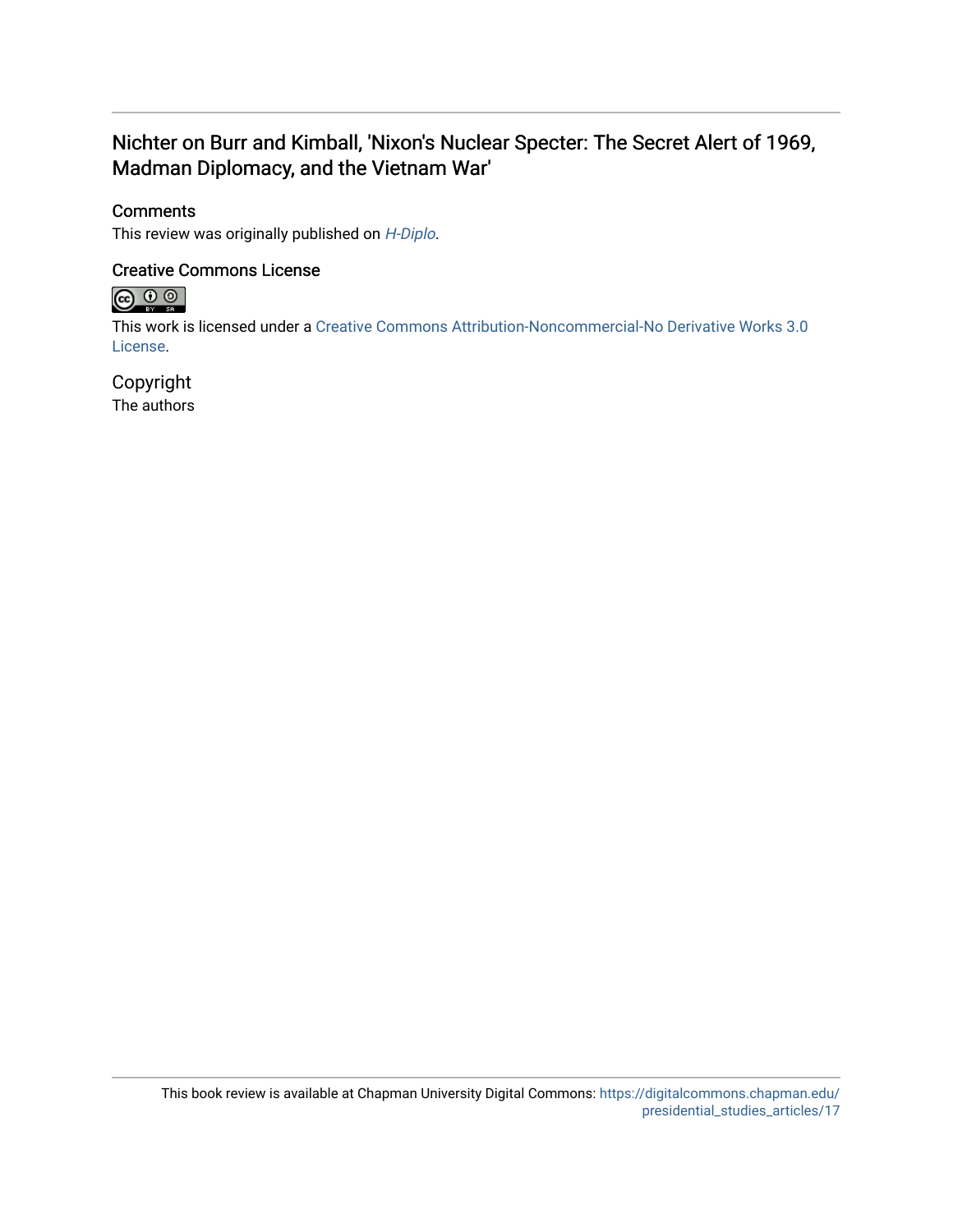## Nichter on Burr and Kimball, 'Nixon's Nuclear Specter: The Secret Alert of 1969, Madman Diplomacy, and the Vietnam War'

### Comments

This review was originally published on *H-Diplo*.

### Creative Commons License

This work is licensed under a Creative Commons Attribution-Noncommercial-No Derivative Works 3.0 License.

### Copyright

The authors

This book review is available at Chapman University Digital Commons: https://digitalcommons.chapman.edu/presidential_studies_articles/17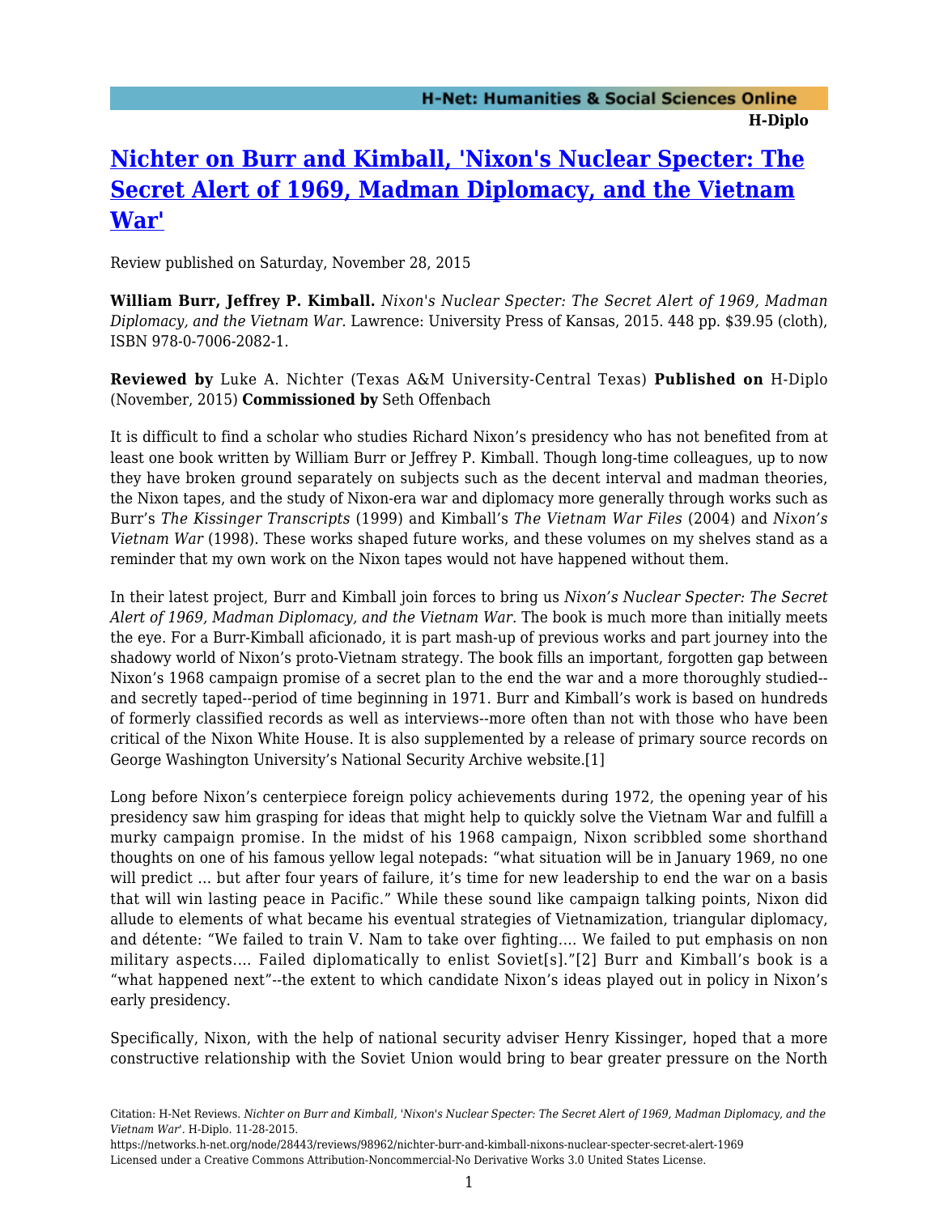# Nichter on Burr and Kimball, 'Nixon's Nuclear Specter: The Secret Alert of 1969, Madman Diplomacy, and the Vietnam War'

Review published on Saturday, November 28, 2015

**William Burr, Jeffrey P. Kimball.** *Nixon's Nuclear Specter: The Secret Alert of 1969, Madman Diplomacy, and the Vietnam War.* Lawrence: University Press of Kansas, 2015. 448 pp. $39.95 (cloth), ISBN 978-0-7006-2082-1.

**Reviewed by** Luke A. Nichter (Texas A&M University-Central Texas) **Published on** H-Diplo (November, 2015) **Commissioned by** Seth Offenbach

It is difficult to find a scholar who studies Richard Nixon's presidency who has not benefited from at least one book written by William Burr or Jeffrey P. Kimball. Though long-time colleagues, up to now they have broken ground separately on subjects such as the decent interval and madman theories, the Nixon tapes, and the study of Nixon-era war and diplomacy more generally through works such as Burr's *The Kissinger Transcripts* (1999) and Kimball's *The Vietnam War Files* (2004) and *Nixon's Vietnam War* (1998). These works shaped future works, and these volumes on my shelves stand as a reminder that my own work on the Nixon tapes would not have happened without them.

In their latest project, Burr and Kimball join forces to bring us *Nixon's Nuclear Specter: The Secret Alert of 1969, Madman Diplomacy, and the Vietnam War.* The book is much more than initially meets the eye. For a Burr-Kimball aficionado, it is part mash-up of previous works and part journey into the shadowy world of Nixon's proto-Vietnam strategy. The book fills an important, forgotten gap between Nixon's 1968 campaign promise of a secret plan to the end the war and a more thoroughly studied--and secretly taped--period of time beginning in 1971. Burr and Kimball's work is based on hundreds of formerly classified records as well as interviews--more often than not with those who have been critical of the Nixon White House. It is also supplemented by a release of primary source records on George Washington University's National Security Archive website.[1]

Long before Nixon's centerpiece foreign policy achievements during 1972, the opening year of his presidency saw him grasping for ideas that might help to quickly solve the Vietnam War and fulfill a murky campaign promise. In the midst of his 1968 campaign, Nixon scribbled some shorthand thoughts on one of his famous yellow legal notepads: "what situation will be in January 1969, no one will predict ... but after four years of failure, it's time for new leadership to end the war on a basis that will win lasting peace in Pacific." While these sound like campaign talking points, Nixon did allude to elements of what became his eventual strategies of Vietnamization, triangular diplomacy, and détente: "We failed to train V. Nam to take over fighting.... We failed to put emphasis on non military aspects.... Failed diplomatically to enlist Soviet[s]."[2] Burr and Kimball's book is a "what happened next"--the extent to which candidate Nixon's ideas played out in policy in Nixon's early presidency.

Specifically, Nixon, with the help of national security adviser Henry Kissinger, hoped that a more constructive relationship with the Soviet Union would bring to bear greater pressure on the North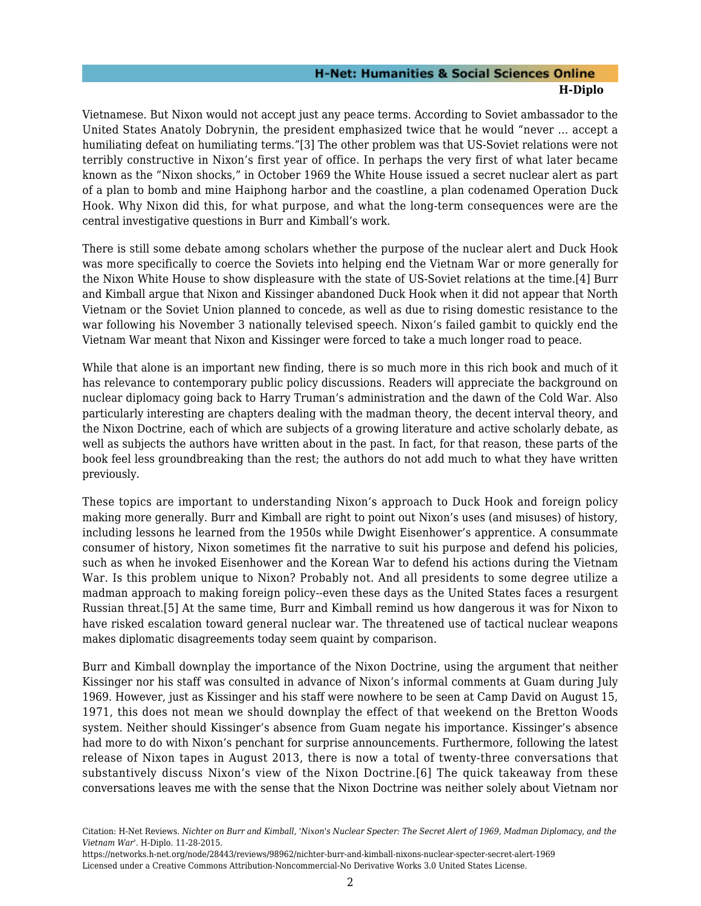Vietnamese. But Nixon would not accept just any peace terms. According to Soviet ambassador to the United States Anatoly Dobrynin, the president emphasized twice that he would "never ... accept a humiliating defeat on humiliating terms."[3] The other problem was that US-Soviet relations were not terribly constructive in Nixon's first year of office. In perhaps the very first of what later became known as the "Nixon shocks," in October 1969 the White House issued a secret nuclear alert as part of a plan to bomb and mine Haiphong harbor and the coastline, a plan codenamed Operation Duck Hook. Why Nixon did this, for what purpose, and what the long-term consequences were are the central investigative questions in Burr and Kimball's work.

There is still some debate among scholars whether the purpose of the nuclear alert and Duck Hook was more specifically to coerce the Soviets into helping end the Vietnam War or more generally for the Nixon White House to show displeasure with the state of US-Soviet relations at the time.[4] Burr and Kimball argue that Nixon and Kissinger abandoned Duck Hook when it did not appear that North Vietnam or the Soviet Union planned to concede, as well as due to rising domestic resistance to the war following his November 3 nationally televised speech. Nixon's failed gambit to quickly end the Vietnam War meant that Nixon and Kissinger were forced to take a much longer road to peace.

While that alone is an important new finding, there is so much more in this rich book and much of it has relevance to contemporary public policy discussions. Readers will appreciate the background on nuclear diplomacy going back to Harry Truman's administration and the dawn of the Cold War. Also particularly interesting are chapters dealing with the madman theory, the decent interval theory, and the Nixon Doctrine, each of which are subjects of a growing literature and active scholarly debate, as well as subjects the authors have written about in the past. In fact, for that reason, these parts of the book feel less groundbreaking than the rest; the authors do not add much to what they have written previously.

These topics are important to understanding Nixon's approach to Duck Hook and foreign policy making more generally. Burr and Kimball are right to point out Nixon's uses (and misuses) of history, including lessons he learned from the 1950s while Dwight Eisenhower's apprentice. A consummate consumer of history, Nixon sometimes fit the narrative to suit his purpose and defend his policies, such as when he invoked Eisenhower and the Korean War to defend his actions during the Vietnam War. Is this problem unique to Nixon? Probably not. And all presidents to some degree utilize a madman approach to making foreign policy--even these days as the United States faces a resurgent Russian threat.[5] At the same time, Burr and Kimball remind us how dangerous it was for Nixon to have risked escalation toward general nuclear war. The threatened use of tactical nuclear weapons makes diplomatic disagreements today seem quaint by comparison.

Burr and Kimball downplay the importance of the Nixon Doctrine, using the argument that neither Kissinger nor his staff was consulted in advance of Nixon's informal comments at Guam during July 1969. However, just as Kissinger and his staff were nowhere to be seen at Camp David on August 15, 1971, this does not mean we should downplay the effect of that weekend on the Bretton Woods system. Neither should Kissinger's absence from Guam negate his importance. Kissinger's absence had more to do with Nixon's penchant for surprise announcements. Furthermore, following the latest release of Nixon tapes in August 2013, there is now a total of twenty-three conversations that substantively discuss Nixon's view of the Nixon Doctrine.[6] The quick takeaway from these conversations leaves me with the sense that the Nixon Doctrine was neither solely about Vietnam nor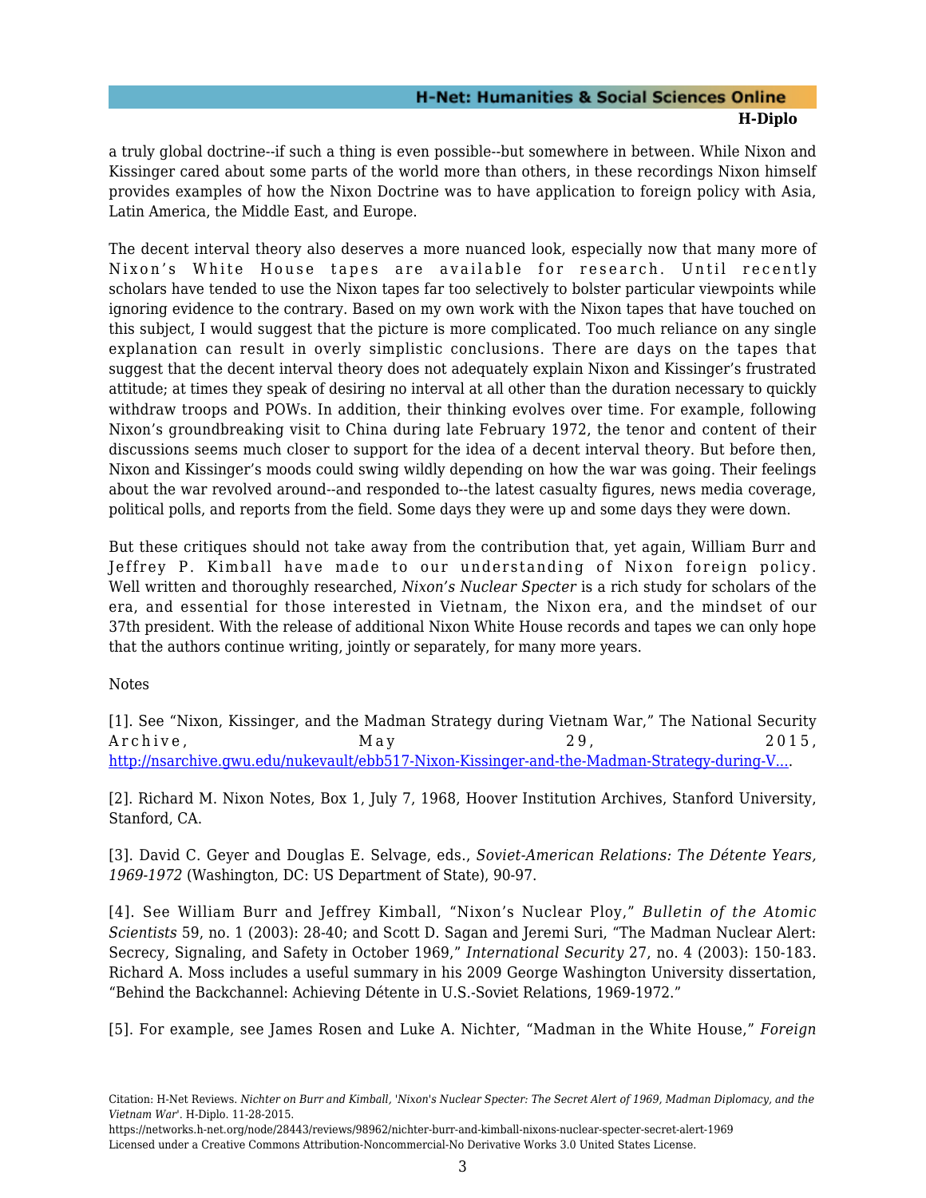a truly global doctrine--if such a thing is even possible--but somewhere in between. While Nixon and Kissinger cared about some parts of the world more than others, in these recordings Nixon himself provides examples of how the Nixon Doctrine was to have application to foreign policy with Asia, Latin America, the Middle East, and Europe.

The decent interval theory also deserves a more nuanced look, especially now that many more of Nixon's White House tapes are available for research. Until recently scholars have tended to use the Nixon tapes far too selectively to bolster particular viewpoints while ignoring evidence to the contrary. Based on my own work with the Nixon tapes that have touched on this subject, I would suggest that the picture is more complicated. Too much reliance on any single explanation can result in overly simplistic conclusions. There are days on the tapes that suggest that the decent interval theory does not adequately explain Nixon and Kissinger's frustrated attitude; at times they speak of desiring no interval at all other than the duration necessary to quickly withdraw troops and POWs. In addition, their thinking evolves over time. For example, following Nixon's groundbreaking visit to China during late February 1972, the tenor and content of their discussions seems much closer to support for the idea of a decent interval theory. But before then, Nixon and Kissinger's moods could swing wildly depending on how the war was going. Their feelings about the war revolved around--and responded to--the latest casualty figures, news media coverage, political polls, and reports from the field. Some days they were up and some days they were down.

But these critiques should not take away from the contribution that, yet again, William Burr and Jeffrey P. Kimball have made to our understanding of Nixon foreign policy. Well written and thoroughly researched, *Nixon's Nuclear Specter* is a rich study for scholars of the era, and essential for those interested in Vietnam, the Nixon era, and the mindset of our 37th president. With the release of additional Nixon White House records and tapes we can only hope that the authors continue writing, jointly or separately, for many more years.

Notes

[1]. See "Nixon, Kissinger, and the Madman Strategy during Vietnam War," The National Security Archive, May 29, 2015, http://nsarchive.gwu.edu/nukevault/ebb517-Nixon-Kissinger-and-the-Madman-Strategy-during-V....

[2]. Richard M. Nixon Notes, Box 1, July 7, 1968, Hoover Institution Archives, Stanford University, Stanford, CA.

[3]. David C. Geyer and Douglas E. Selvage, eds., *Soviet-American Relations: The Détente Years, 1969-1972* (Washington, DC: US Department of State), 90-97.

[4]. See William Burr and Jeffrey Kimball, "Nixon's Nuclear Ploy," *Bulletin of the Atomic Scientists* 59, no. 1 (2003): 28-40; and Scott D. Sagan and Jeremi Suri, "The Madman Nuclear Alert: Secrecy, Signaling, and Safety in October 1969," *International Security* 27, no. 4 (2003): 150-183. Richard A. Moss includes a useful summary in his 2009 George Washington University dissertation, "Behind the Backchannel: Achieving Détente in U.S.-Soviet Relations, 1969-1972."

[5]. For example, see James Rosen and Luke A. Nichter, "Madman in the White House," *Foreign*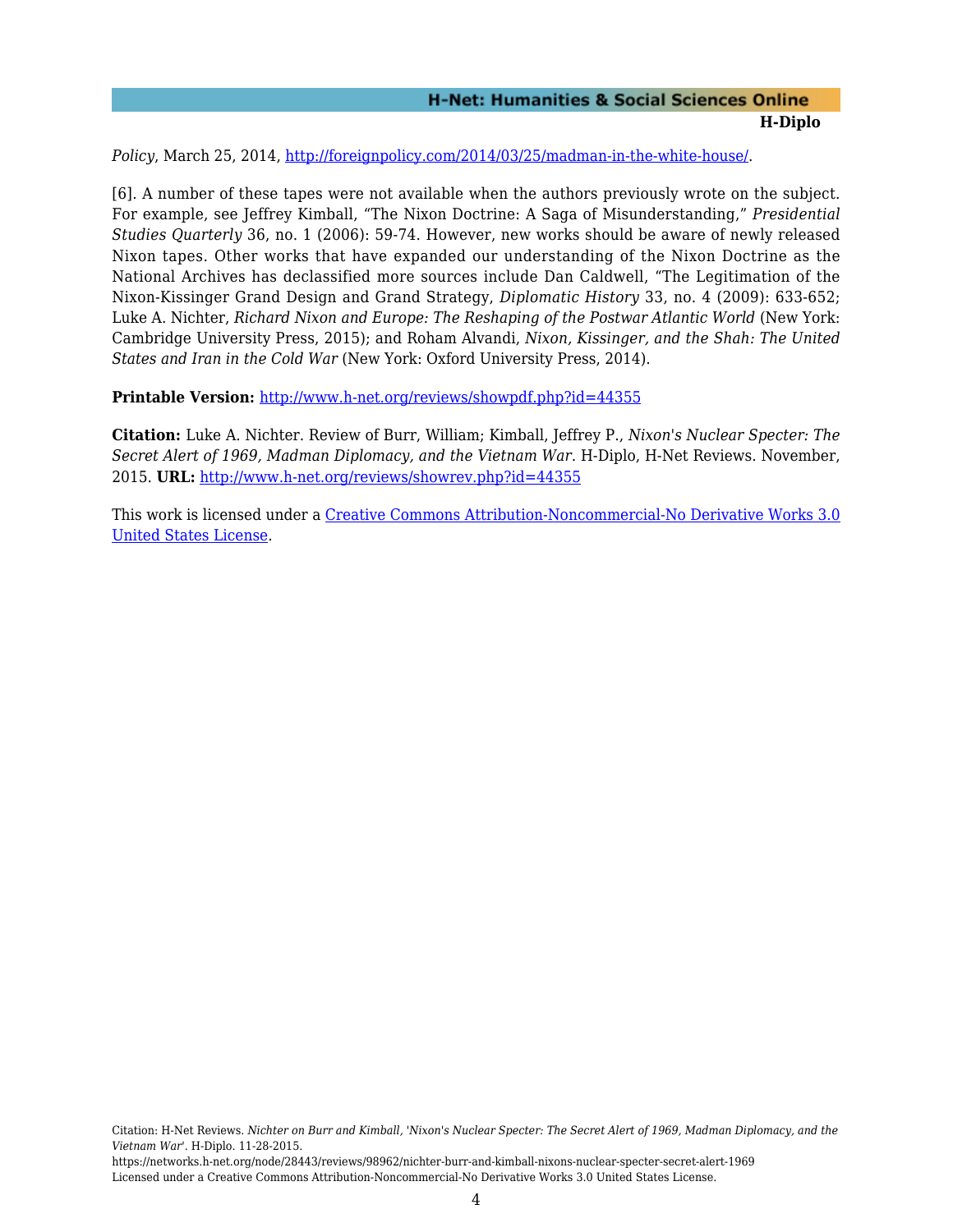*Policy*, March 25, 2014, http://foreignpolicy.com/2014/03/25/madman-in-the-white-house/.

[6]. A number of these tapes were not available when the authors previously wrote on the subject. For example, see Jeffrey Kimball, “The Nixon Doctrine: A Saga of Misunderstanding,” *Presidential Studies Quarterly* 36, no. 1 (2006): 59-74. However, new works should be aware of newly released Nixon tapes. Other works that have expanded our understanding of the Nixon Doctrine as the National Archives has declassified more sources include Dan Caldwell, “The Legitimation of the Nixon-Kissinger Grand Design and Grand Strategy, *Diplomatic History* 33, no. 4 (2009): 633-652; Luke A. Nichter, *Richard Nixon and Europe: The Reshaping of the Postwar Atlantic World* (New York: Cambridge University Press, 2015); and Roham Alvandi, *Nixon, Kissinger, and the Shah: The United States and Iran in the Cold War* (New York: Oxford University Press, 2014).

**Printable Version:** http://www.h-net.org/reviews/showpdf.php?id=44355

**Citation:** Luke A. Nichter. Review of Burr, William; Kimball, Jeffrey P., *Nixon's Nuclear Specter: The Secret Alert of 1969, Madman Diplomacy, and the Vietnam War*. H-Diplo, H-Net Reviews. November, 2015. **URL:** http://www.h-net.org/reviews/showrev.php?id=44355

This work is licensed under a Creative Commons Attribution-Noncommercial-No Derivative Works 3.0 United States License.

Citation: H-Net Reviews. *Nichter on Burr and Kimball, 'Nixon's Nuclear Specter: The Secret Alert of 1969, Madman Diplomacy, and the Vietnam War'*. H-Diplo. 11-28-2015.
https://networks.h-net.org/node/28443/reviews/98962/nichter-burr-and-kimball-nixons-nuclear-specter-secret-alert-1969
Licensed under a Creative Commons Attribution-Noncommercial-No Derivative Works 3.0 United States License.